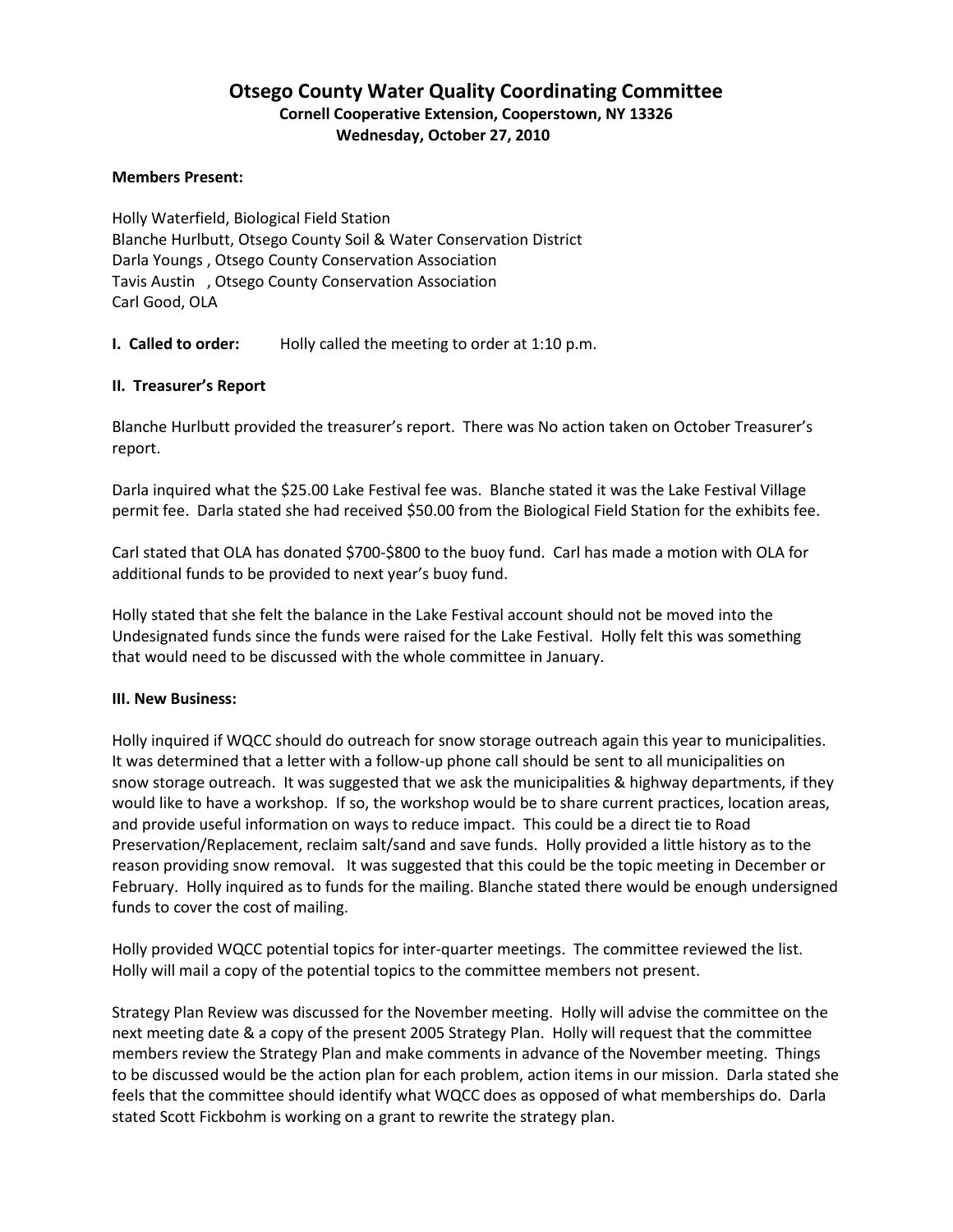# Otsego County Water Quality Coordinating Committee

**Cornell Cooperative Extension, Cooperstown, NY 13326**

**Wednesday, October 27, 2010**

**Members Present:**

Holly Waterfield, Biological Field Station
Blanche Hurlbutt, Otsego County Soil & Water Conservation District
Darla Youngs , Otsego County Conservation Association
Tavis Austin , Otsego County Conservation Association
Carl Good, OLA

**I. Called to order:** Holly called the meeting to order at 1:10 p.m.

**II. Treasurer's Report**

Blanche Hurlbutt provided the treasurer's report. There was No action taken on October Treasurer's report.

Darla inquired what the $25.00 Lake Festival fee was. Blanche stated it was the Lake Festival Village permit fee. Darla stated she had received $50.00 from the Biological Field Station for the exhibits fee.

Carl stated that OLA has donated $700-$800 to the buoy fund. Carl has made a motion with OLA for additional funds to be provided to next year's buoy fund.

Holly stated that she felt the balance in the Lake Festival account should not be moved into the Undesignated funds since the funds were raised for the Lake Festival. Holly felt this was something that would need to be discussed with the whole committee in January.

**III. New Business:**

Holly inquired if WQCC should do outreach for snow storage outreach again this year to municipalities. It was determined that a letter with a follow-up phone call should be sent to all municipalities on snow storage outreach. It was suggested that we ask the municipalities & highway departments, if they would like to have a workshop. If so, the workshop would be to share current practices, location areas, and provide useful information on ways to reduce impact. This could be a direct tie to Road Preservation/Replacement, reclaim salt/sand and save funds. Holly provided a little history as to the reason providing snow removal. It was suggested that this could be the topic meeting in December or February. Holly inquired as to funds for the mailing. Blanche stated there would be enough undersigned funds to cover the cost of mailing.

Holly provided WQCC potential topics for inter-quarter meetings. The committee reviewed the list. Holly will mail a copy of the potential topics to the committee members not present.

Strategy Plan Review was discussed for the November meeting. Holly will advise the committee on the next meeting date & a copy of the present 2005 Strategy Plan. Holly will request that the committee members review the Strategy Plan and make comments in advance of the November meeting. Things to be discussed would be the action plan for each problem, action items in our mission. Darla stated she feels that the committee should identify what WQCC does as opposed of what memberships do. Darla stated Scott Fickbohm is working on a grant to rewrite the strategy plan.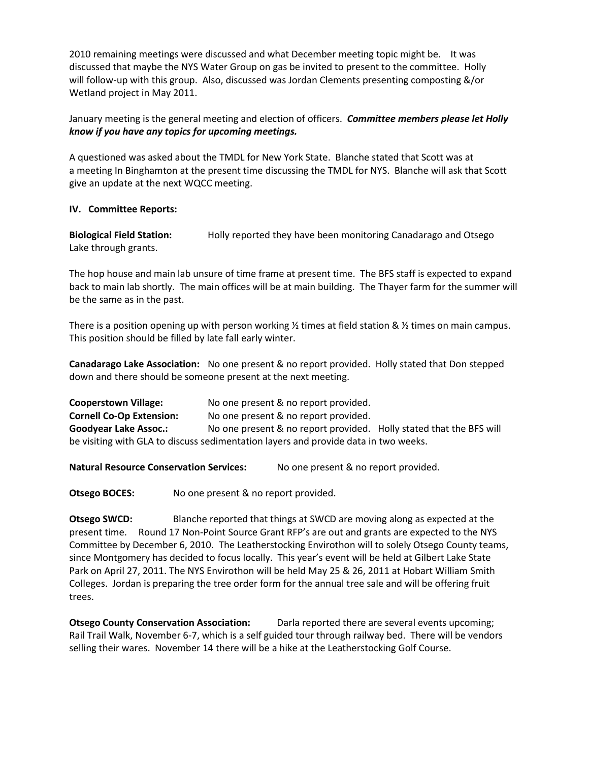2010 remaining meetings were discussed and what December meeting topic might be. It was discussed that maybe the NYS Water Group on gas be invited to present to the committee. Holly will follow-up with this group. Also, discussed was Jordan Clements presenting composting &/or Wetland project in May 2011.

January meeting is the general meeting and election of officers. ***Committee members please let Holly know if you have any topics for upcoming meetings.***

A questioned was asked about the TMDL for New York State. Blanche stated that Scott was at a meeting In Binghamton at the present time discussing the TMDL for NYS. Blanche will ask that Scott give an update at the next WQCC meeting.

**IV. Committee Reports:**

**Biological Field Station:** Holly reported they have been monitoring Canadarago and Otsego Lake through grants.

The hop house and main lab unsure of time frame at present time. The BFS staff is expected to expand back to main lab shortly. The main offices will be at main building. The Thayer farm for the summer will be the same as in the past.

There is a position opening up with person working ½ times at field station & ½ times on main campus. This position should be filled by late fall early winter.

**Canadarago Lake Association:** No one present & no report provided. Holly stated that Don stepped down and there should be someone present at the next meeting.

**Cooperstown Village:** No one present & no report provided.
**Cornell Co-Op Extension:** No one present & no report provided.
**Goodyear Lake Assoc.:** No one present & no report provided. Holly stated that the BFS will be visiting with GLA to discuss sedimentation layers and provide data in two weeks.

**Natural Resource Conservation Services:** No one present & no report provided.

**Otsego BOCES:** No one present & no report provided.

**Otsego SWCD:** Blanche reported that things at SWCD are moving along as expected at the present time. Round 17 Non-Point Source Grant RFP's are out and grants are expected to the NYS Committee by December 6, 2010. The Leatherstocking Envirothon will to solely Otsego County teams, since Montgomery has decided to focus locally. This year's event will be held at Gilbert Lake State Park on April 27, 2011. The NYS Envirothon will be held May 25 & 26, 2011 at Hobart William Smith Colleges. Jordan is preparing the tree order form for the annual tree sale and will be offering fruit trees.

**Otsego County Conservation Association:** Darla reported there are several events upcoming; Rail Trail Walk, November 6-7, which is a self guided tour through railway bed. There will be vendors selling their wares. November 14 there will be a hike at the Leatherstocking Golf Course.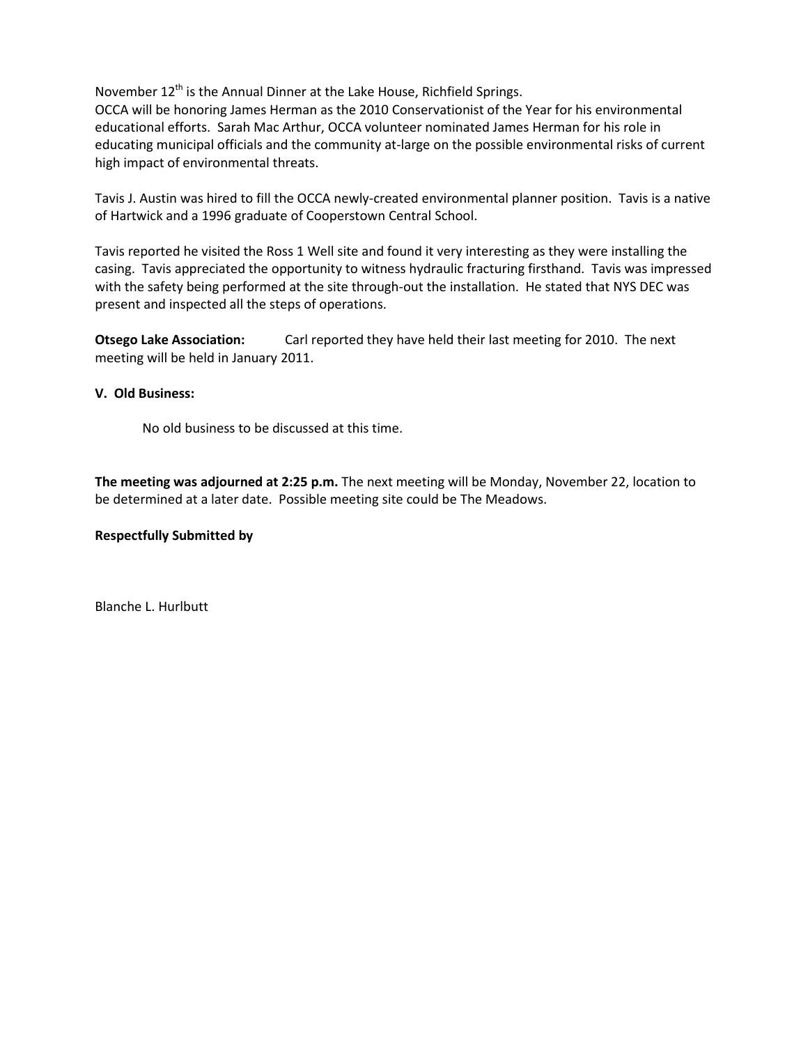November 12th is the Annual Dinner at the Lake House, Richfield Springs.
OCCA will be honoring James Herman as the 2010 Conservationist of the Year for his environmental educational efforts. Sarah Mac Arthur, OCCA volunteer nominated James Herman for his role in educating municipal officials and the community at-large on the possible environmental risks of current high impact of environmental threats.

Tavis J. Austin was hired to fill the OCCA newly-created environmental planner position. Tavis is a native of Hartwick and a 1996 graduate of Cooperstown Central School.

Tavis reported he visited the Ross 1 Well site and found it very interesting as they were installing the casing. Tavis appreciated the opportunity to witness hydraulic fracturing firsthand. Tavis was impressed with the safety being performed at the site through-out the installation. He stated that NYS DEC was present and inspected all the steps of operations.

**Otsego Lake Association:** Carl reported they have held their last meeting for 2010. The next meeting will be held in January 2011.

**V. Old Business:**

No old business to be discussed at this time.

**The meeting was adjourned at 2:25 p.m.** The next meeting will be Monday, November 22, location to be determined at a later date. Possible meeting site could be The Meadows.

**Respectfully Submitted by**

Blanche L. Hurlbutt